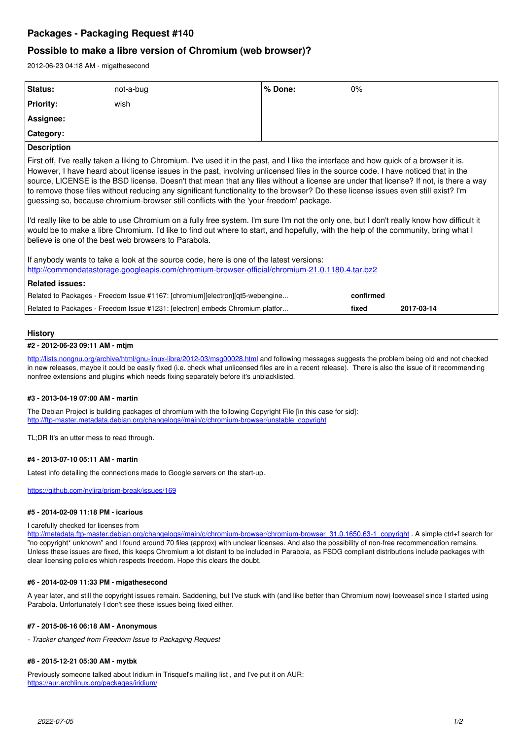# Packages - Packaging Request #140

## Possible to make a libre version of Chromium (web browser)?

2012-06-23 04:18 AM - migathesecond

| Status: | not-a-bug | % Done: | 0% |
|---|---|---|---|
| Priority: | wish | | |
| Assignee: | | | |
| Category: | | | |

**Description**

First off, I've really taken a liking to Chromium. I've used it in the past, and I like the interface and how quick of a browser it is. However, I have heard about license issues in the past, involving unlicensed files in the source code. I have noticed that in the source, LICENSE is the BSD license. Doesn't that mean that any files without a license are under that license? If not, is there a way to remove those files without reducing any significant functionality to the browser? Do these license issues even still exist? I'm guessing so, because chromium-browser still conflicts with the 'your-freedom' package.

I'd really like to be able to use Chromium on a fully free system. I'm sure I'm not the only one, but I don't really know how difficult it would be to make a libre Chromium. I'd like to find out where to start, and hopefully, with the help of the community, bring what I believe is one of the best web browsers to Parabola.

If anybody wants to take a look at the source code, here is one of the latest versions:
http://commondatastorage.googleapis.com/chromium-browser-official/chromium-21.0.1180.4.tar.bz2

**Related issues:**

| | | |
|---|---|---|
| Related to Packages - Freedom Issue #1167: [chromium][electron][qt5-webengine... | confirmed | |
| Related to Packages - Freedom Issue #1231: [electron] embeds Chromium platfor... | fixed | 2017-03-14 |

## History

#### #2 - 2012-06-23 09:11 AM - mtjm

http://lists.nongnu.org/archive/html/gnu-linux-libre/2012-03/msg00028.html and following messages suggests the problem being old and not checked in new releases, maybe it could be easily fixed (i.e. check what unlicensed files are in a recent release). There is also the issue of it recommending nonfree extensions and plugins which needs fixing separately before it's unblacklisted.

#### #3 - 2013-04-19 07:00 AM - martin

The Debian Project is building packages of chromium with the following Copyright File [in this case for sid]:
http://ftp-master.metadata.debian.org/changelogs//main/c/chromium-browser/unstable_copyright

TL;DR It's an utter mess to read through.

#### #4 - 2013-07-10 05:11 AM - martin

Latest info detailing the connections made to Google servers on the start-up.

https://github.com/nylira/prism-break/issues/169

#### #5 - 2014-02-09 11:18 PM - icarious

I carefully checked for licenses from
http://metadata.ftp-master.debian.org/changelogs//main/c/chromium-browser/chromium-browser_31.0.1650.63-1_copyright . A simple ctrl+f search for "no copyright* unknown" and I found around 70 files (approx) with unclear licenses. And also the possibility of non-free recommendation remains. Unless these issues are fixed, this keeps Chromium a lot distant to be included in Parabola, as FSDG compliant distributions include packages with clear licensing policies which respects freedom. Hope this clears the doubt.

#### #6 - 2014-02-09 11:33 PM - migathesecond

A year later, and still the copyright issues remain. Saddening, but I've stuck with (and like better than Chromium now) Iceweasel since I started using Parabola. Unfortunately I don't see these issues being fixed either.

#### #7 - 2015-06-16 06:18 AM - Anonymous

*- Tracker changed from Freedom Issue to Packaging Request*

#### #8 - 2015-12-21 05:30 AM - mytbk

Previously someone talked about Iridium in Trisquel's mailing list , and I've put it on AUR:
https://aur.archlinux.org/packages/iridium/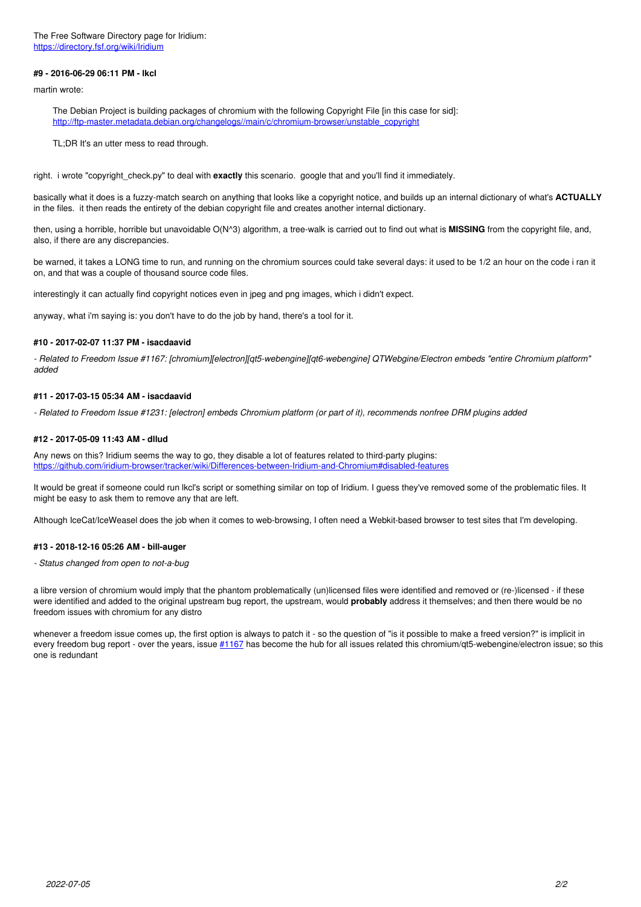The Free Software Directory page for Iridium:
https://directory.fsf.org/wiki/Iridium

#### #9 - 2016-06-29 06:11 PM - lkcl

martin wrote:

> The Debian Project is building packages of chromium with the following Copyright File [in this case for sid]:
> http://ftp-master.metadata.debian.org/changelogs//main/c/chromium-browser/unstable_copyright
>
> TL;DR It's an utter mess to read through.

right. i wrote "copyright_check.py" to deal with **exactly** this scenario. google that and you'll find it immediately.

basically what it does is a fuzzy-match search on anything that looks like a copyright notice, and builds up an internal dictionary of what's **ACTUALLY** in the files. it then reads the entirety of the debian copyright file and creates another internal dictionary.

then, using a horrible, horrible but unavoidable O(N^3) algorithm, a tree-walk is carried out to find out what is **MISSING** from the copyright file, and, also, if there are any discrepancies.

be warned, it takes a LONG time to run, and running on the chromium sources could take several days: it used to be 1/2 an hour on the code i ran it on, and that was a couple of thousand source code files.

interestingly it can actually find copyright notices even in jpeg and png images, which i didn't expect.

anyway, what i'm saying is: you don't have to do the job by hand, there's a tool for it.

#### #10 - 2017-02-07 11:37 PM - isacdaavid

*- Related to Freedom Issue #1167: [chromium][electron][qt5-webengine][qt6-webengine] QTWebgine/Electron embeds "entire Chromium platform" added*

#### #11 - 2017-03-15 05:34 AM - isacdaavid

*- Related to Freedom Issue #1231: [electron] embeds Chromium platform (or part of it), recommends nonfree DRM plugins added*

#### #12 - 2017-05-09 11:43 AM - dllud

Any news on this? Iridium seems the way to go, they disable a lot of features related to third-party plugins:
https://github.com/iridium-browser/tracker/wiki/Differences-between-Iridium-and-Chromium#disabled-features

It would be great if someone could run lkcl's script or something similar on top of Iridium. I guess they've removed some of the problematic files. It might be easy to ask them to remove any that are left.

Although IceCat/IceWeasel does the job when it comes to web-browsing, I often need a Webkit-based browser to test sites that I'm developing.

#### #13 - 2018-12-16 05:26 AM - bill-auger

*- Status changed from open to not-a-bug*

a libre version of chromium would imply that the phantom problematically (un)licensed files were identified and removed or (re-)licensed - if these were identified and added to the original upstream bug report, the upstream, would **probably** address it themselves; and then there would be no freedom issues with chromium for any distro

whenever a freedom issue comes up, the first option is always to patch it - so the question of "is it possible to make a freed version?" is implicit in every freedom bug report - over the years, issue #1167 has become the hub for all issues related this chromium/qt5-webengine/electron issue; so this one is redundant